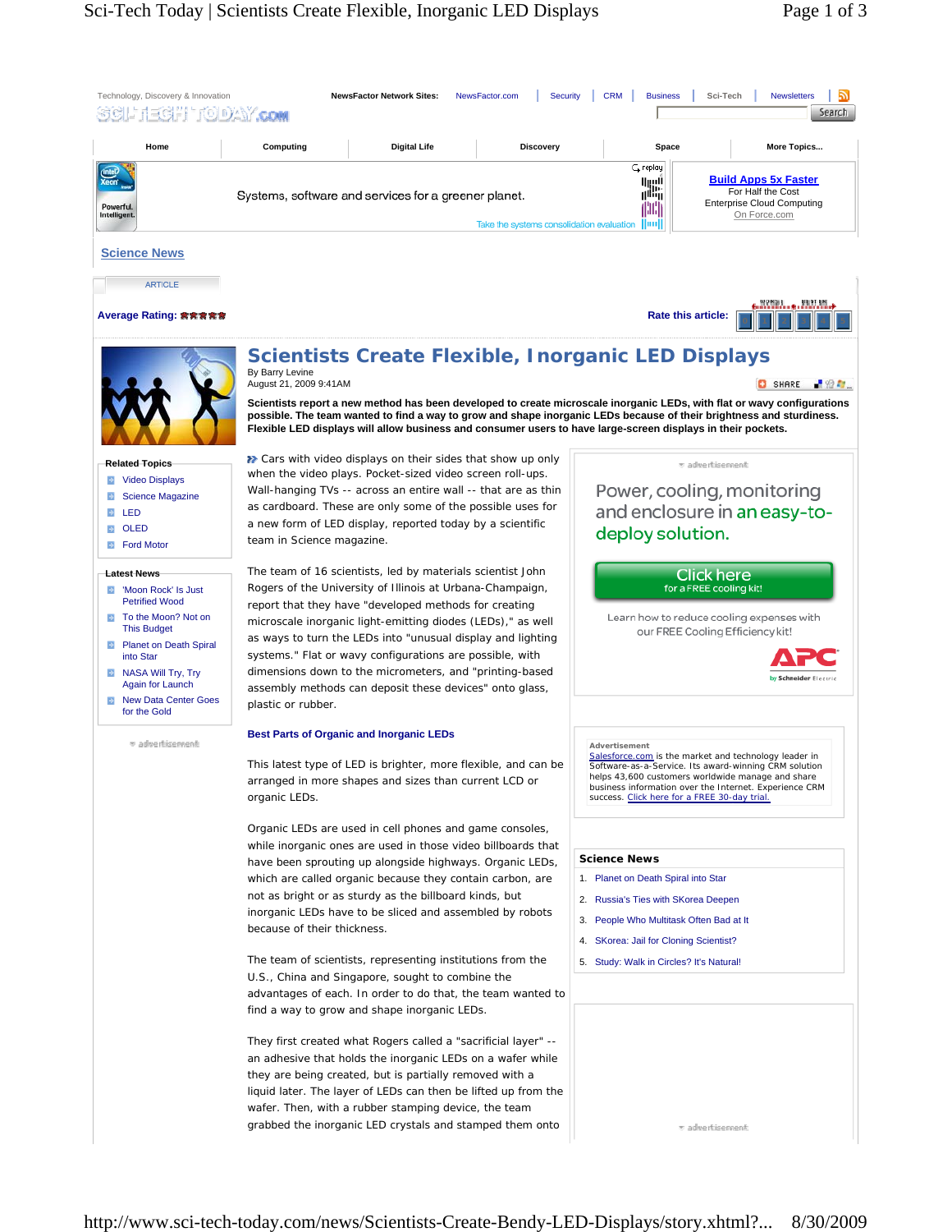Science News

# Scientists Create Flexible, Inorganic LED Displays

By Barry Levine
August 21, 2009 9:41AM

**Scientists report a new method has been developed to create microscale inorganic LEDs, with flat or wavy configurations possible. The team wanted to find a way to grow and shape inorganic LEDs because of their brightness and sturdiness. Flexible LED displays will allow business and consumer users to have large-screen displays in their pockets.**

Cars with video displays on their sides that show up only when the video plays. Pocket-sized video screen roll-ups. Wall-hanging TVs -- across an entire wall -- that are as thin as cardboard. These are only some of the possible uses for a new form of LED display, reported today by a scientific team in Science magazine.

The team of 16 scientists, led by materials scientist John Rogers of the University of Illinois at Urbana-Champaign, report that they have "developed methods for creating microscale inorganic light-emitting diodes (LEDs)," as well as ways to turn the LEDs into "unusual display and lighting systems." Flat or wavy configurations are possible, with dimensions down to the micrometers, and "printing-based assembly methods can deposit these devices" onto glass, plastic or rubber.

## Best Parts of Organic and Inorganic LEDs

This latest type of LED is brighter, more flexible, and can be arranged in more shapes and sizes than current LCD or organic LEDs.

Organic LEDs are used in cell phones and game consoles, while inorganic ones are used in those video billboards that have been sprouting up alongside highways. Organic LEDs, which are called organic because they contain carbon, are not as bright or as sturdy as the billboard kinds, but inorganic LEDs have to be sliced and assembled by robots because of their thickness.

The team of scientists, representing institutions from the U.S., China and Singapore, sought to combine the advantages of each. In order to do that, the team wanted to find a way to grow and shape inorganic LEDs.

They first created what Rogers called a "sacrificial layer" -- an adhesive that holds the inorganic LEDs on a wafer while they are being created, but is partially removed with a liquid later. The layer of LEDs can then be lifted up from the wafer. Then, with a rubber stamping device, the team grabbed the inorganic LED crystals and stamped them onto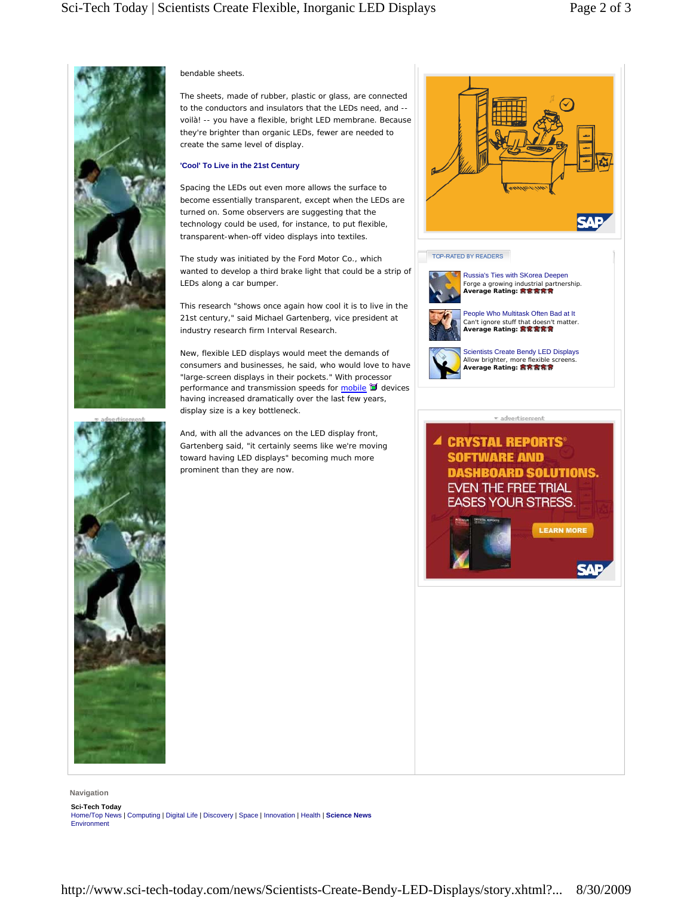bendable sheets.

The sheets, made of rubber, plastic or glass, are connected to the conductors and insulators that the LEDs need, and -- voilà! -- you have a flexible, bright LED membrane. Because they're brighter than organic LEDs, fewer are needed to create the same level of display.

**'Cool' To Live in the 21st Century**

Spacing the LEDs out even more allows the surface to become essentially transparent, except when the LEDs are turned on. Some observers are suggesting that the technology could be used, for instance, to put flexible, transparent-when-off video displays into textiles.

The study was initiated by the Ford Motor Co., which wanted to develop a third brake light that could be a strip of LEDs along a car bumper.

This research "shows once again how cool it is to live in the 21st century," said Michael Gartenberg, vice president at industry research firm Interval Research.

New, flexible LED displays would meet the demands of consumers and businesses, he said, who would love to have "large-screen displays in their pockets." With processor performance and transmission speeds for mobile devices having increased dramatically over the last few years, display size is a key bottleneck.

And, with all the advances on the LED display front, Gartenberg said, "it certainly seems like we're moving toward having LED displays" becoming much more prominent than they are now.

TOP-RATED BY READERS

Russia's Ties with SKorea Deepen
Forge a growing industrial partnership.
**Average Rating:**

People Who Multitask Often Bad at It
Can't ignore stuff that doesn't matter.
**Average Rating:**

Scientists Create Bendy LED Displays
Allow brighter, more flexible screens.
**Average Rating:**

Navigation

**Sci-Tech Today**
Home/Top News | Computing | Digital Life | Discovery | Space | Innovation | Health | **Science News**
Environment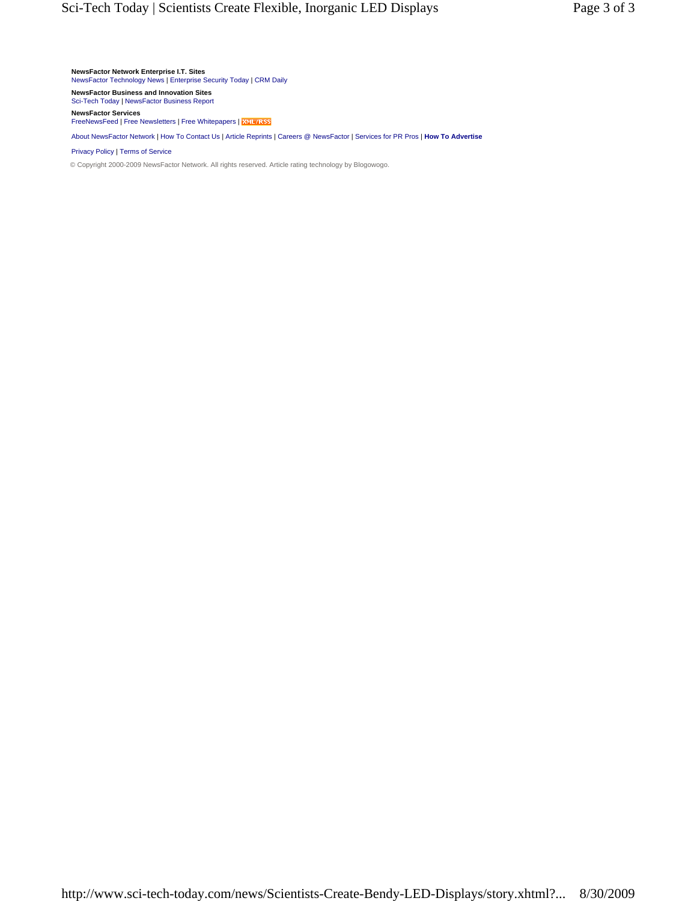**NewsFactor Network Enterprise I.T. Sites**
NewsFactor Technology News | Enterprise Security Today | CRM Daily

**NewsFactor Business and Innovation Sites**
Sci-Tech Today | NewsFactor Business Report

**NewsFactor Services**
FreeNewsFeed | Free Newsletters | Free Whitepapers | XML/RSS

About NewsFactor Network | How To Contact Us | Article Reprints | Careers @ NewsFactor | Services for PR Pros | **How To Advertise**

Privacy Policy | Terms of Service

© Copyright 2000-2009 NewsFactor Network. All rights reserved. Article rating technology by Blogowogo.